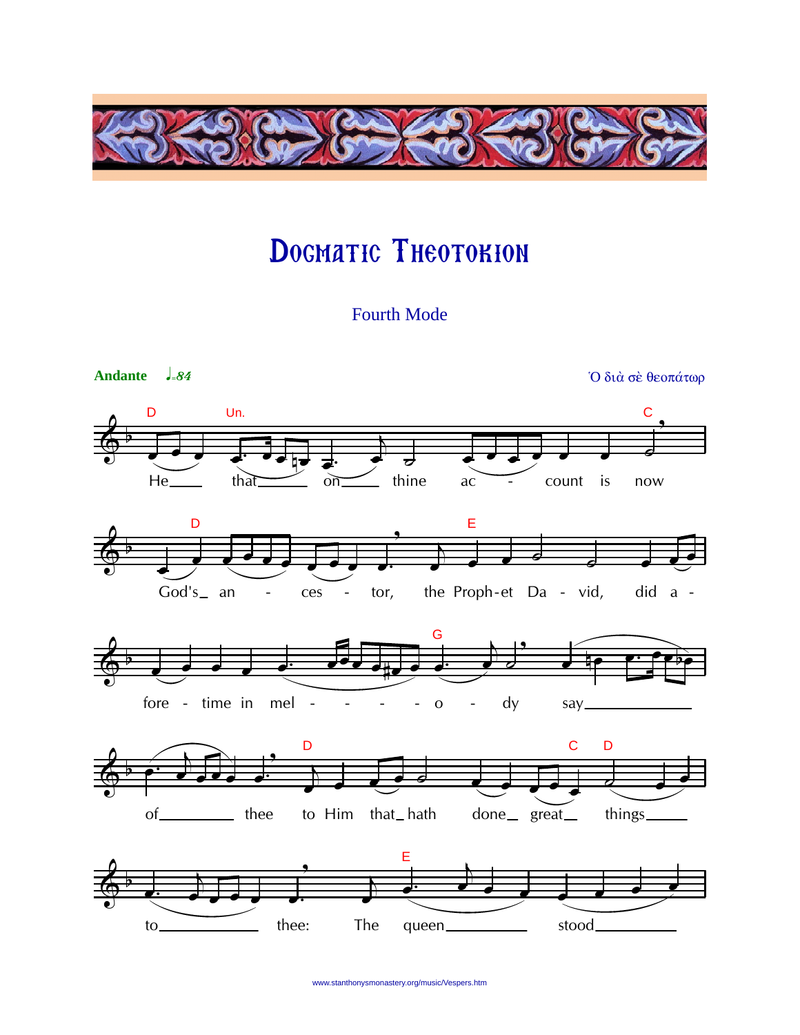# Dogmatic Theotokion

Fourth Mode

**Andante** ♩=84

Ὁ διὰ σὲ θεοπάτωρ

He that on thine account is now God's ancestor, the Prophet David, did afore-time in melody say of thee to Him that hath done great things to thee: The queen stood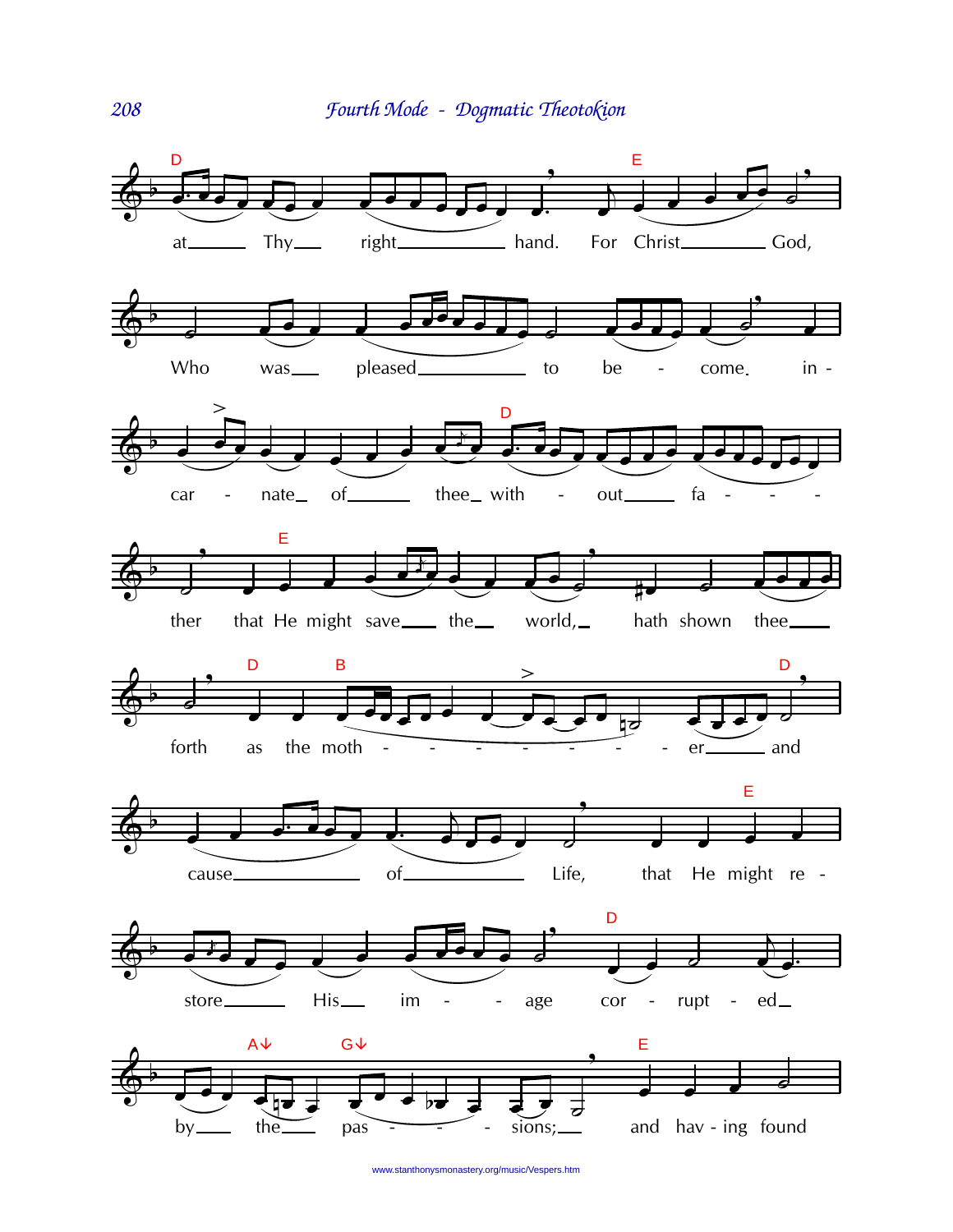at Thy right hand. For Christ God,

Who was pleased to be - come in -

car - nate of thee with - out fa - - -

ther that He might save the world, hath shown thee

forth as the moth - - - - - - - er and

cause of Life, that He might re -

store His im - - age cor - rupt - ed

by the pas - - - sions; and hav - ing found

www.stanthonysmonastery.org/music/Vespers.htm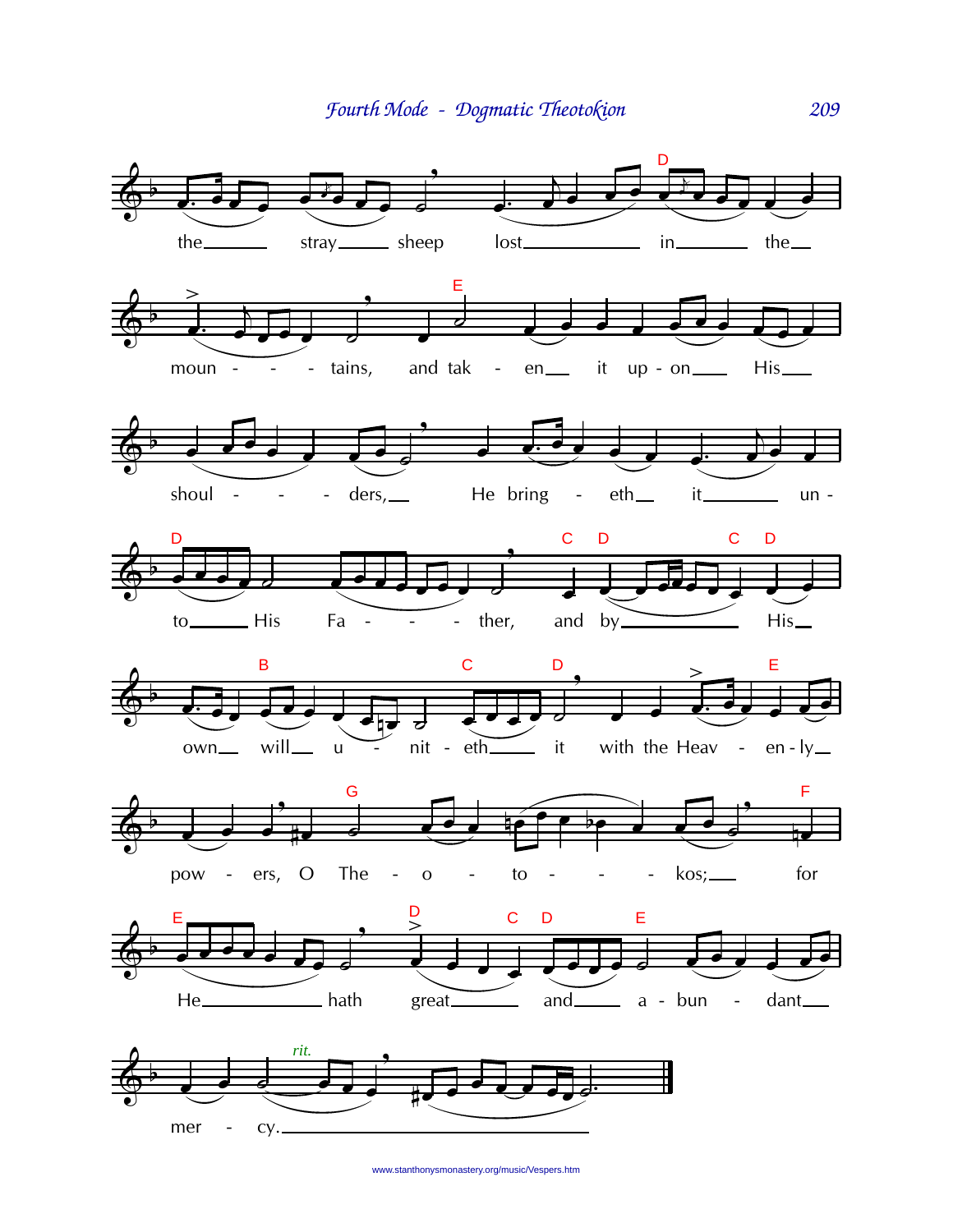the stray sheep lost in the mountains, and taken it upon His shoulders, He bringeth it unto His Father, and by His own will uniteth it with the Heavenly powers, O Theotokos; for He hath great and abundant mercy.